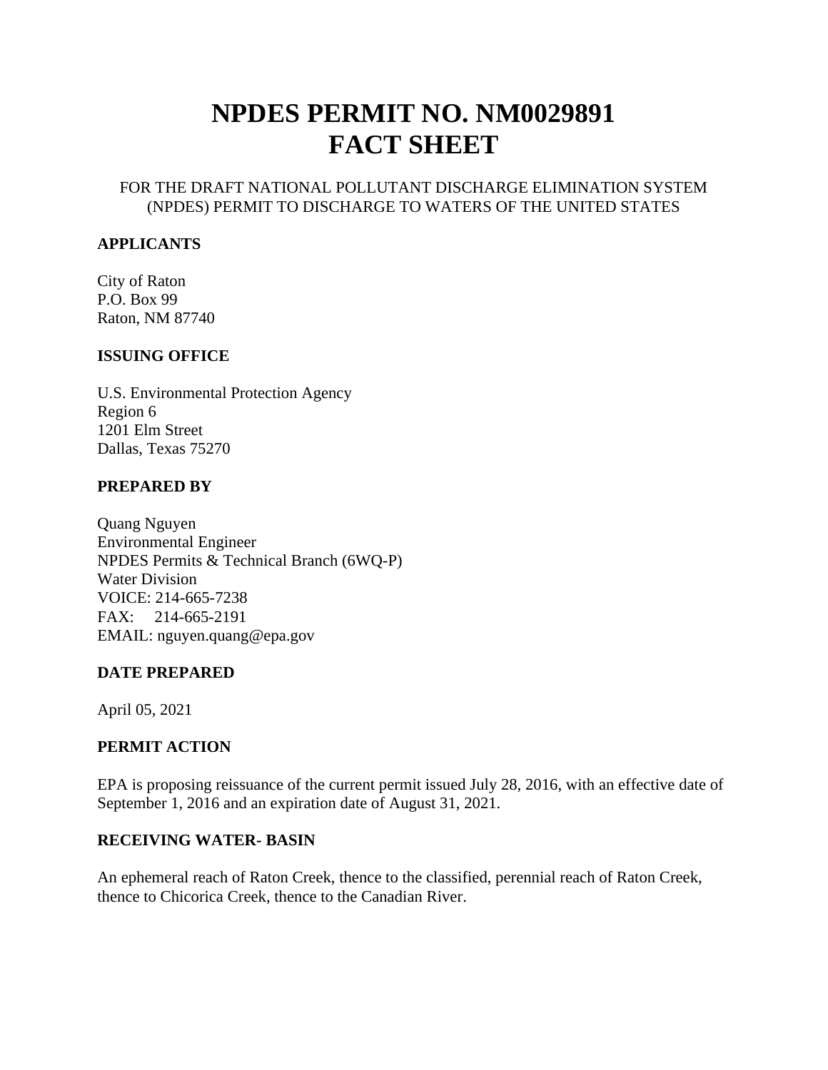# NPDES PERMIT NO. NM0029891
# FACT SHEET

FOR THE DRAFT NATIONAL POLLUTANT DISCHARGE ELIMINATION SYSTEM (NPDES) PERMIT TO DISCHARGE TO WATERS OF THE UNITED STATES

**APPLICANTS**

City of Raton
P.O. Box 99
Raton, NM 87740

**ISSUING OFFICE**

U.S. Environmental Protection Agency
Region 6
1201 Elm Street
Dallas, Texas 75270

**PREPARED BY**

Quang Nguyen
Environmental Engineer
NPDES Permits & Technical Branch (6WQ-P)
Water Division
VOICE: 214-665-7238
FAX: 214-665-2191
EMAIL: nguyen.quang@epa.gov

**DATE PREPARED**

April 05, 2021

**PERMIT ACTION**

EPA is proposing reissuance of the current permit issued July 28, 2016, with an effective date of September 1, 2016 and an expiration date of August 31, 2021.

**RECEIVING WATER- BASIN**

An ephemeral reach of Raton Creek, thence to the classified, perennial reach of Raton Creek, thence to Chicorica Creek, thence to the Canadian River.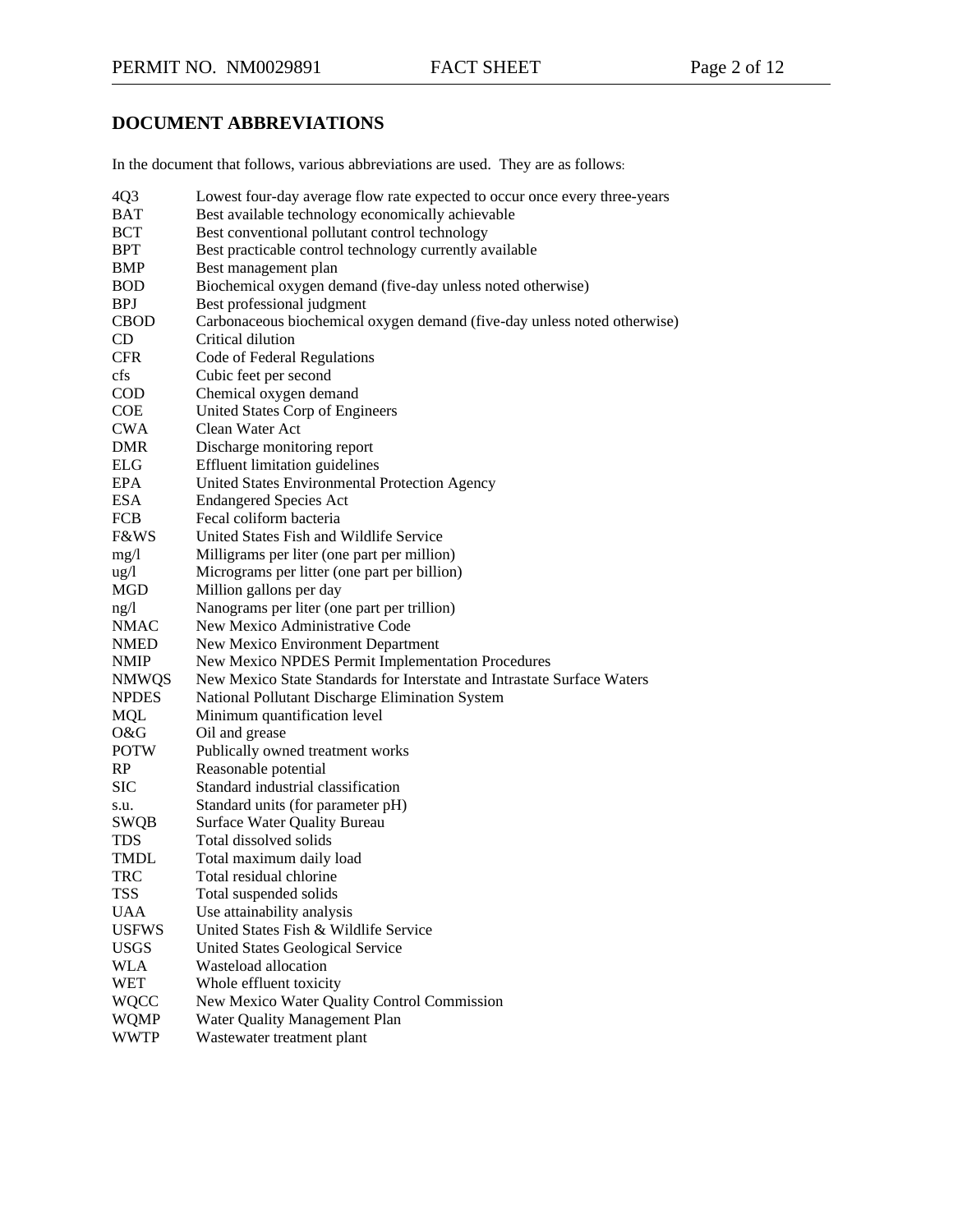## DOCUMENT ABBREVIATIONS

In the document that follows, various abbreviations are used. They are as follows:

| | |
|---|---|
| 4Q3 | Lowest four-day average flow rate expected to occur once every three-years |
| BAT | Best available technology economically achievable |
| BCT | Best conventional pollutant control technology |
| BPT | Best practicable control technology currently available |
| BMP | Best management plan |
| BOD | Biochemical oxygen demand (five-day unless noted otherwise) |
| BPJ | Best professional judgment |
| CBOD | Carbonaceous biochemical oxygen demand (five-day unless noted otherwise) |
| CD | Critical dilution |
| CFR | Code of Federal Regulations |
| cfs | Cubic feet per second |
| COD | Chemical oxygen demand |
| COE | United States Corp of Engineers |
| CWA | Clean Water Act |
| DMR | Discharge monitoring report |
| ELG | Effluent limitation guidelines |
| EPA | United States Environmental Protection Agency |
| ESA | Endangered Species Act |
| FCB | Fecal coliform bacteria |
| F&WS | United States Fish and Wildlife Service |
| mg/l | Milligrams per liter (one part per million) |
| ug/l | Micrograms per litter (one part per billion) |
| MGD | Million gallons per day |
| ng/l | Nanograms per liter (one part per trillion) |
| NMAC | New Mexico Administrative Code |
| NMED | New Mexico Environment Department |
| NMIP | New Mexico NPDES Permit Implementation Procedures |
| NMWQS | New Mexico State Standards for Interstate and Intrastate Surface Waters |
| NPDES | National Pollutant Discharge Elimination System |
| MQL | Minimum quantification level |
| O&G | Oil and grease |
| POTW | Publically owned treatment works |
| RP | Reasonable potential |
| SIC | Standard industrial classification |
| s.u. | Standard units (for parameter pH) |
| SWQB | Surface Water Quality Bureau |
| TDS | Total dissolved solids |
| TMDL | Total maximum daily load |
| TRC | Total residual chlorine |
| TSS | Total suspended solids |
| UAA | Use attainability analysis |
| USFWS | United States Fish & Wildlife Service |
| USGS | United States Geological Service |
| WLA | Wasteload allocation |
| WET | Whole effluent toxicity |
| WQCC | New Mexico Water Quality Control Commission |
| WQMP | Water Quality Management Plan |
| WWTP | Wastewater treatment plant |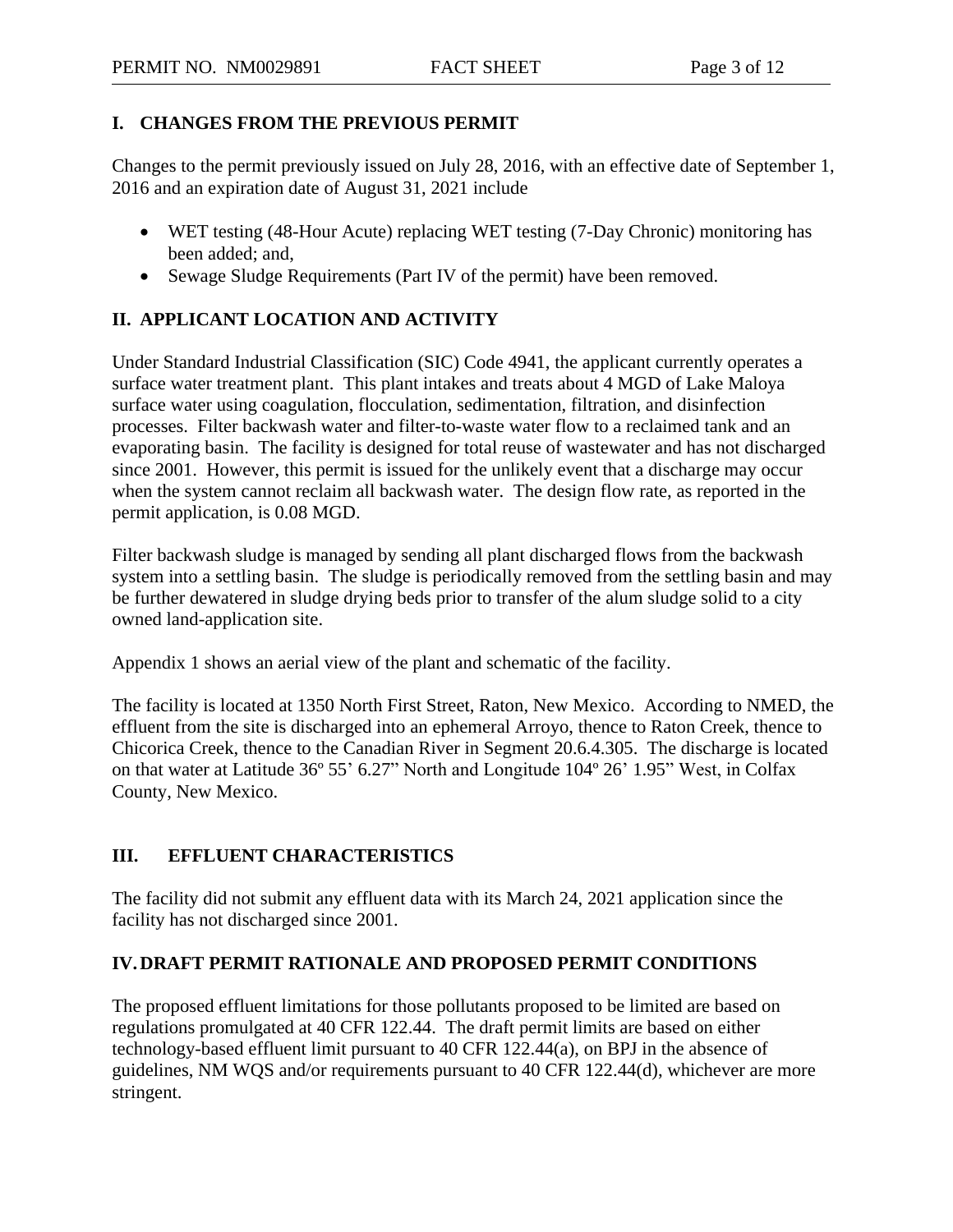## I. CHANGES FROM THE PREVIOUS PERMIT

Changes to the permit previously issued on July 28, 2016, with an effective date of September 1, 2016 and an expiration date of August 31, 2021 include

- WET testing (48-Hour Acute) replacing WET testing (7-Day Chronic) monitoring has been added; and,
- Sewage Sludge Requirements (Part IV of the permit) have been removed.

## II. APPLICANT LOCATION AND ACTIVITY

Under Standard Industrial Classification (SIC) Code 4941, the applicant currently operates a surface water treatment plant. This plant intakes and treats about 4 MGD of Lake Maloya surface water using coagulation, flocculation, sedimentation, filtration, and disinfection processes. Filter backwash water and filter-to-waste water flow to a reclaimed tank and an evaporating basin. The facility is designed for total reuse of wastewater and has not discharged since 2001. However, this permit is issued for the unlikely event that a discharge may occur when the system cannot reclaim all backwash water. The design flow rate, as reported in the permit application, is 0.08 MGD.

Filter backwash sludge is managed by sending all plant discharged flows from the backwash system into a settling basin. The sludge is periodically removed from the settling basin and may be further dewatered in sludge drying beds prior to transfer of the alum sludge solid to a city owned land-application site.

Appendix 1 shows an aerial view of the plant and schematic of the facility.

The facility is located at 1350 North First Street, Raton, New Mexico. According to NMED, the effluent from the site is discharged into an ephemeral Arroyo, thence to Raton Creek, thence to Chicorica Creek, thence to the Canadian River in Segment 20.6.4.305. The discharge is located on that water at Latitude 36º 55' 6.27" North and Longitude 104º 26' 1.95" West, in Colfax County, New Mexico.

## III. EFFLUENT CHARACTERISTICS

The facility did not submit any effluent data with its March 24, 2021 application since the facility has not discharged since 2001.

## IV. DRAFT PERMIT RATIONALE AND PROPOSED PERMIT CONDITIONS

The proposed effluent limitations for those pollutants proposed to be limited are based on regulations promulgated at 40 CFR 122.44. The draft permit limits are based on either technology-based effluent limit pursuant to 40 CFR 122.44(a), on BPJ in the absence of guidelines, NM WQS and/or requirements pursuant to 40 CFR 122.44(d), whichever are more stringent.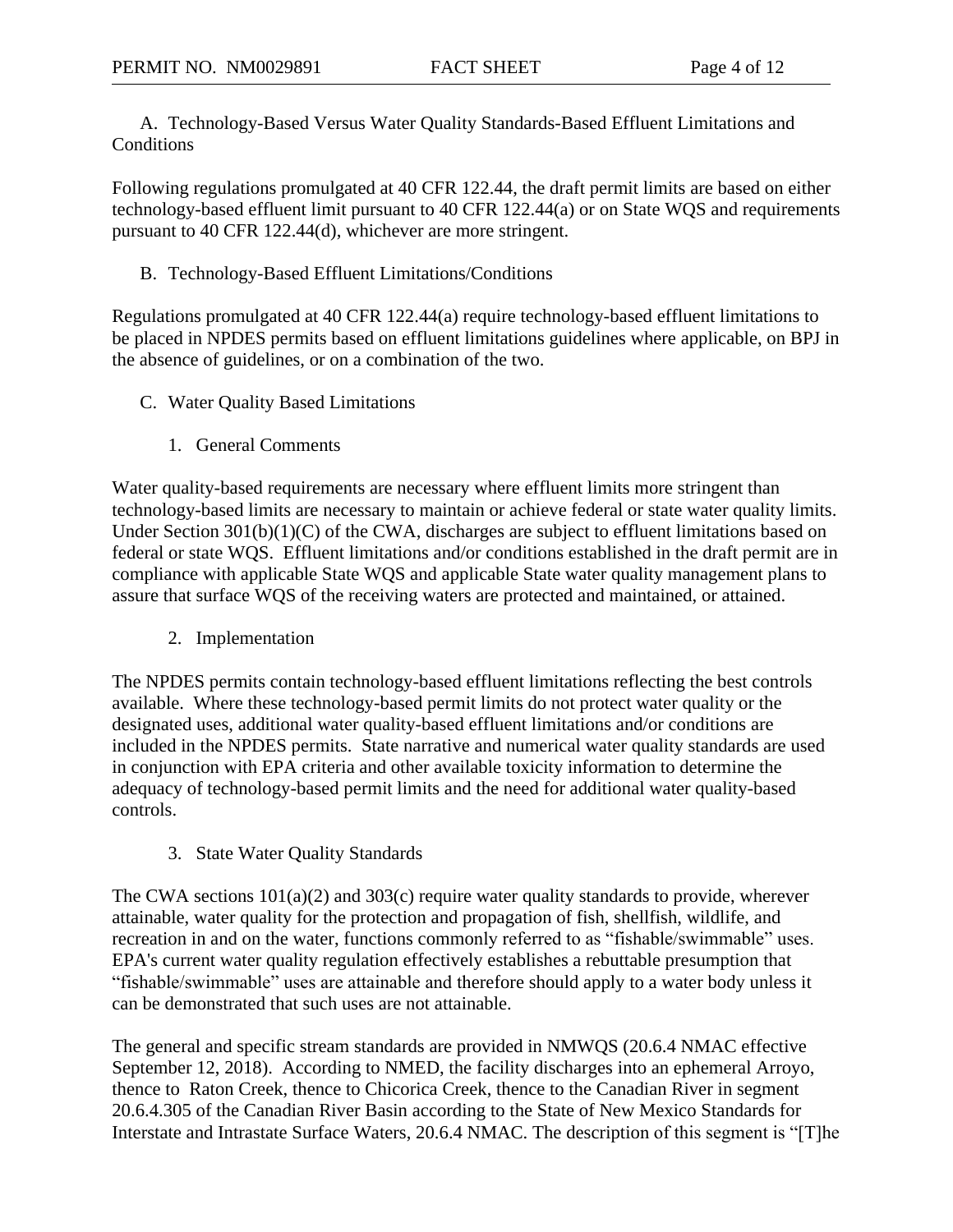### A. Technology-Based Versus Water Quality Standards-Based Effluent Limitations and Conditions

Following regulations promulgated at 40 CFR 122.44, the draft permit limits are based on either technology-based effluent limit pursuant to 40 CFR 122.44(a) or on State WQS and requirements pursuant to 40 CFR 122.44(d), whichever are more stringent.

### B. Technology-Based Effluent Limitations/Conditions

Regulations promulgated at 40 CFR 122.44(a) require technology-based effluent limitations to be placed in NPDES permits based on effluent limitations guidelines where applicable, on BPJ in the absence of guidelines, or on a combination of the two.

### C. Water Quality Based Limitations

#### 1. General Comments

Water quality-based requirements are necessary where effluent limits more stringent than technology-based limits are necessary to maintain or achieve federal or state water quality limits. Under Section 301(b)(1)(C) of the CWA, discharges are subject to effluent limitations based on federal or state WQS. Effluent limitations and/or conditions established in the draft permit are in compliance with applicable State WQS and applicable State water quality management plans to assure that surface WQS of the receiving waters are protected and maintained, or attained.

#### 2. Implementation

The NPDES permits contain technology-based effluent limitations reflecting the best controls available. Where these technology-based permit limits do not protect water quality or the designated uses, additional water quality-based effluent limitations and/or conditions are included in the NPDES permits. State narrative and numerical water quality standards are used in conjunction with EPA criteria and other available toxicity information to determine the adequacy of technology-based permit limits and the need for additional water quality-based controls.

#### 3. State Water Quality Standards

The CWA sections 101(a)(2) and 303(c) require water quality standards to provide, wherever attainable, water quality for the protection and propagation of fish, shellfish, wildlife, and recreation in and on the water, functions commonly referred to as "fishable/swimmable" uses. EPA's current water quality regulation effectively establishes a rebuttable presumption that "fishable/swimmable" uses are attainable and therefore should apply to a water body unless it can be demonstrated that such uses are not attainable.

The general and specific stream standards are provided in NMWQS (20.6.4 NMAC effective September 12, 2018). According to NMED, the facility discharges into an ephemeral Arroyo, thence to Raton Creek, thence to Chicorica Creek, thence to the Canadian River in segment 20.6.4.305 of the Canadian River Basin according to the State of New Mexico Standards for Interstate and Intrastate Surface Waters, 20.6.4 NMAC. The description of this segment is "[T]he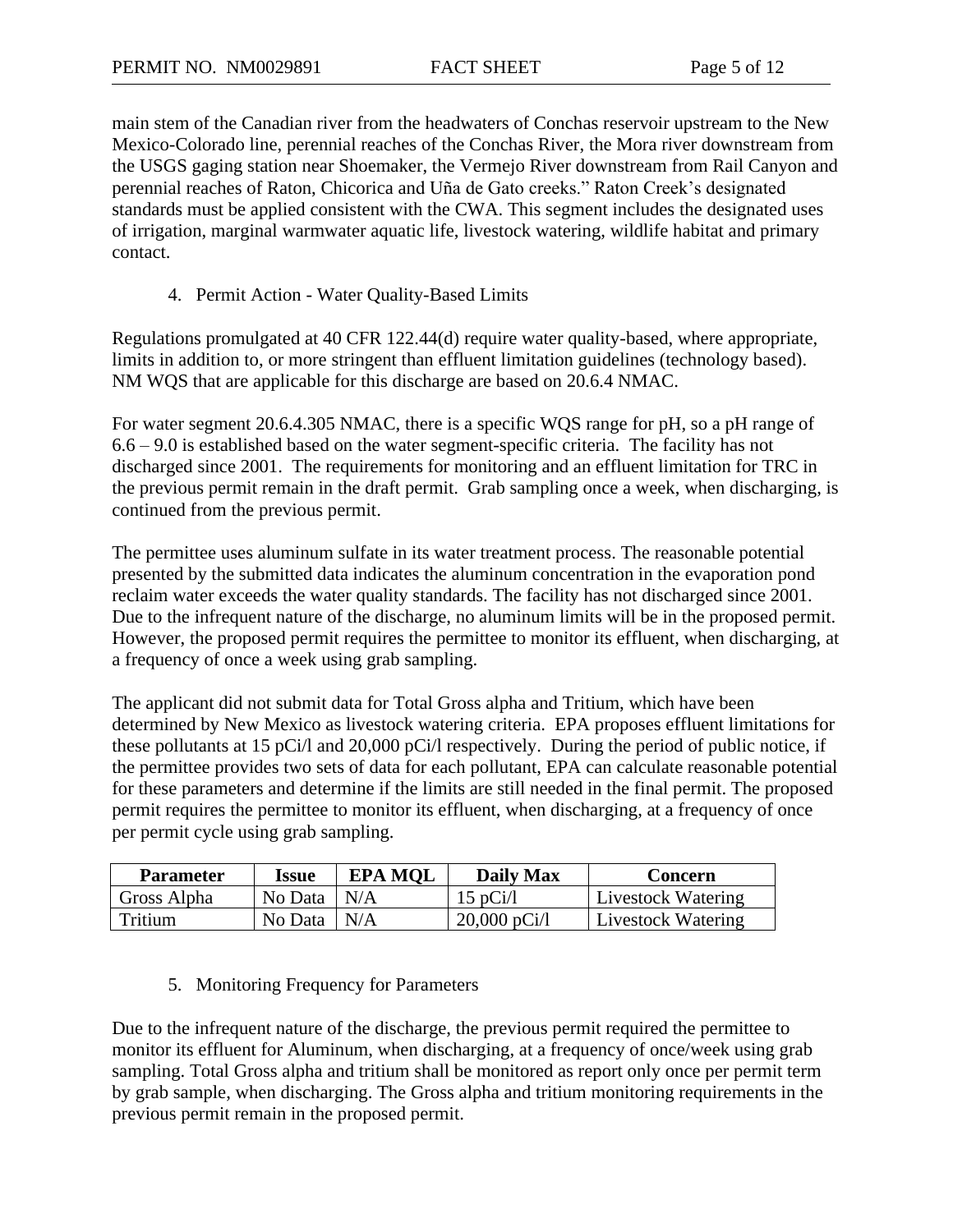main stem of the Canadian river from the headwaters of Conchas reservoir upstream to the New Mexico-Colorado line, perennial reaches of the Conchas River, the Mora river downstream from the USGS gaging station near Shoemaker, the Vermejo River downstream from Rail Canyon and perennial reaches of Raton, Chicorica and Uña de Gato creeks." Raton Creek's designated standards must be applied consistent with the CWA. This segment includes the designated uses of irrigation, marginal warmwater aquatic life, livestock watering, wildlife habitat and primary contact.

4. Permit Action - Water Quality-Based Limits

Regulations promulgated at 40 CFR 122.44(d) require water quality-based, where appropriate, limits in addition to, or more stringent than effluent limitation guidelines (technology based). NM WQS that are applicable for this discharge are based on 20.6.4 NMAC.

For water segment 20.6.4.305 NMAC, there is a specific WQS range for pH, so a pH range of 6.6 – 9.0 is established based on the water segment-specific criteria. The facility has not discharged since 2001. The requirements for monitoring and an effluent limitation for TRC in the previous permit remain in the draft permit. Grab sampling once a week, when discharging, is continued from the previous permit.

The permittee uses aluminum sulfate in its water treatment process. The reasonable potential presented by the submitted data indicates the aluminum concentration in the evaporation pond reclaim water exceeds the water quality standards. The facility has not discharged since 2001. Due to the infrequent nature of the discharge, no aluminum limits will be in the proposed permit. However, the proposed permit requires the permittee to monitor its effluent, when discharging, at a frequency of once a week using grab sampling.

The applicant did not submit data for Total Gross alpha and Tritium, which have been determined by New Mexico as livestock watering criteria. EPA proposes effluent limitations for these pollutants at 15 pCi/l and 20,000 pCi/l respectively. During the period of public notice, if the permittee provides two sets of data for each pollutant, EPA can calculate reasonable potential for these parameters and determine if the limits are still needed in the final permit. The proposed permit requires the permittee to monitor its effluent, when discharging, at a frequency of once per permit cycle using grab sampling.

| Parameter | Issue | EPA MQL | Daily Max | Concern |
|---|---|---|---|---|
| Gross Alpha | No Data | N/A | 15 pCi/l | Livestock Watering |
| Tritium | No Data | N/A | 20,000 pCi/l | Livestock Watering |

5. Monitoring Frequency for Parameters

Due to the infrequent nature of the discharge, the previous permit required the permittee to monitor its effluent for Aluminum, when discharging, at a frequency of once/week using grab sampling. Total Gross alpha and tritium shall be monitored as report only once per permit term by grab sample, when discharging. The Gross alpha and tritium monitoring requirements in the previous permit remain in the proposed permit.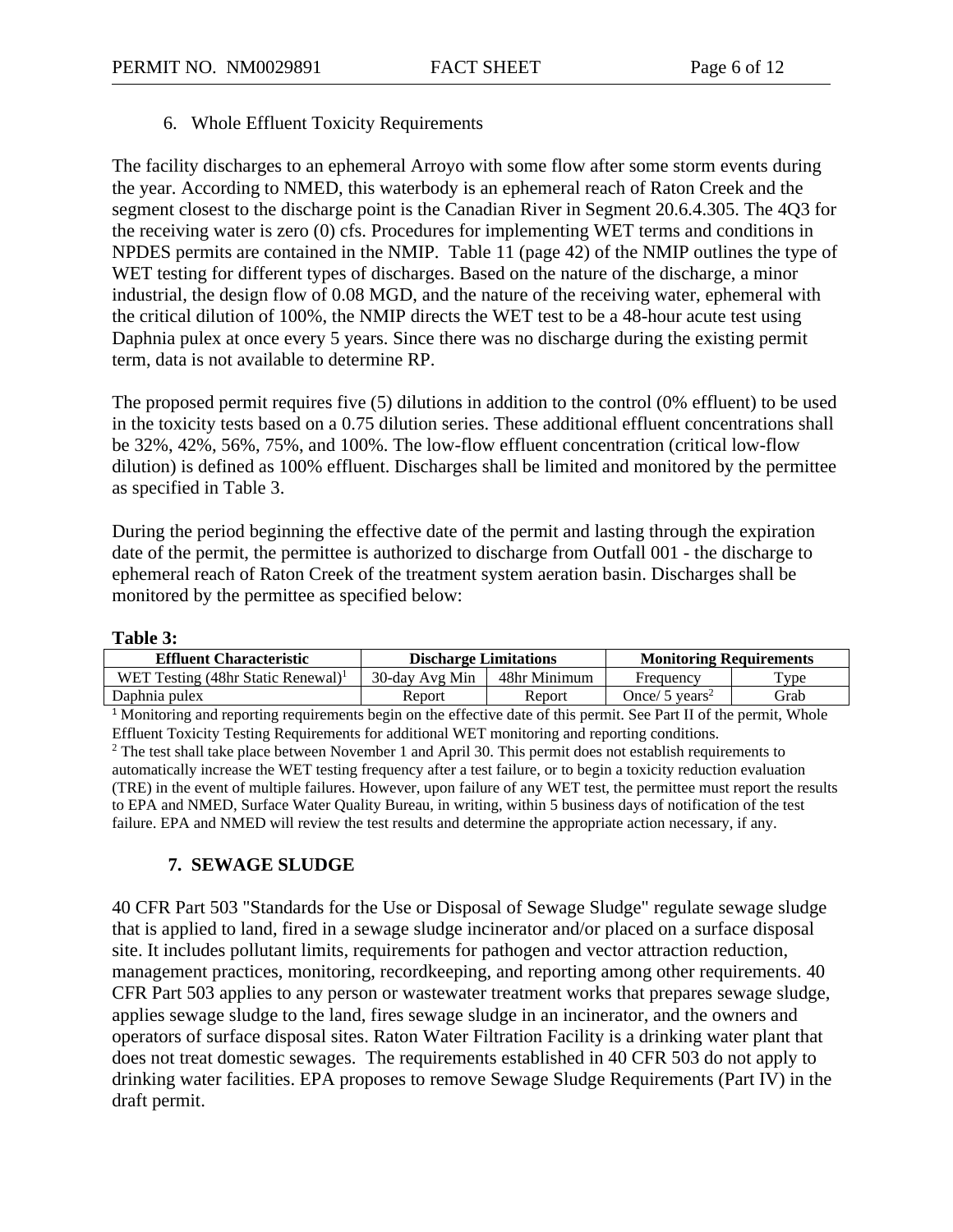6. Whole Effluent Toxicity Requirements

The facility discharges to an ephemeral Arroyo with some flow after some storm events during the year. According to NMED, this waterbody is an ephemeral reach of Raton Creek and the segment closest to the discharge point is the Canadian River in Segment 20.6.4.305. The 4Q3 for the receiving water is zero (0) cfs. Procedures for implementing WET terms and conditions in NPDES permits are contained in the NMIP. Table 11 (page 42) of the NMIP outlines the type of WET testing for different types of discharges. Based on the nature of the discharge, a minor industrial, the design flow of 0.08 MGD, and the nature of the receiving water, ephemeral with the critical dilution of 100%, the NMIP directs the WET test to be a 48-hour acute test using Daphnia pulex at once every 5 years. Since there was no discharge during the existing permit term, data is not available to determine RP.

The proposed permit requires five (5) dilutions in addition to the control (0% effluent) to be used in the toxicity tests based on a 0.75 dilution series. These additional effluent concentrations shall be 32%, 42%, 56%, 75%, and 100%. The low-flow effluent concentration (critical low-flow dilution) is defined as 100% effluent. Discharges shall be limited and monitored by the permittee as specified in Table 3.

During the period beginning the effective date of the permit and lasting through the expiration date of the permit, the permittee is authorized to discharge from Outfall 001 - the discharge to ephemeral reach of Raton Creek of the treatment system aeration basin. Discharges shall be monitored by the permittee as specified below:

**Table 3:**

| Effluent Characteristic | Discharge Limitations | | Monitoring Requirements | |
|---|---|---|---|---|
| WET Testing (48hr Static Renewal)[1] | 30-day Avg Min | 48hr Minimum | Frequency | Type |
| Daphnia pulex | Report | Report | Once/ 5 years[2] | Grab |

[1] Monitoring and reporting requirements begin on the effective date of this permit. See Part II of the permit, Whole Effluent Toxicity Testing Requirements for additional WET monitoring and reporting conditions.

[2] The test shall take place between November 1 and April 30. This permit does not establish requirements to automatically increase the WET testing frequency after a test failure, or to begin a toxicity reduction evaluation (TRE) in the event of multiple failures. However, upon failure of any WET test, the permittee must report the results to EPA and NMED, Surface Water Quality Bureau, in writing, within 5 business days of notification of the test failure. EPA and NMED will review the test results and determine the appropriate action necessary, if any.

## 7. SEWAGE SLUDGE

40 CFR Part 503 "Standards for the Use or Disposal of Sewage Sludge" regulate sewage sludge that is applied to land, fired in a sewage sludge incinerator and/or placed on a surface disposal site. It includes pollutant limits, requirements for pathogen and vector attraction reduction, management practices, monitoring, recordkeeping, and reporting among other requirements. 40 CFR Part 503 applies to any person or wastewater treatment works that prepares sewage sludge, applies sewage sludge to the land, fires sewage sludge in an incinerator, and the owners and operators of surface disposal sites. Raton Water Filtration Facility is a drinking water plant that does not treat domestic sewages. The requirements established in 40 CFR 503 do not apply to drinking water facilities. EPA proposes to remove Sewage Sludge Requirements (Part IV) in the draft permit.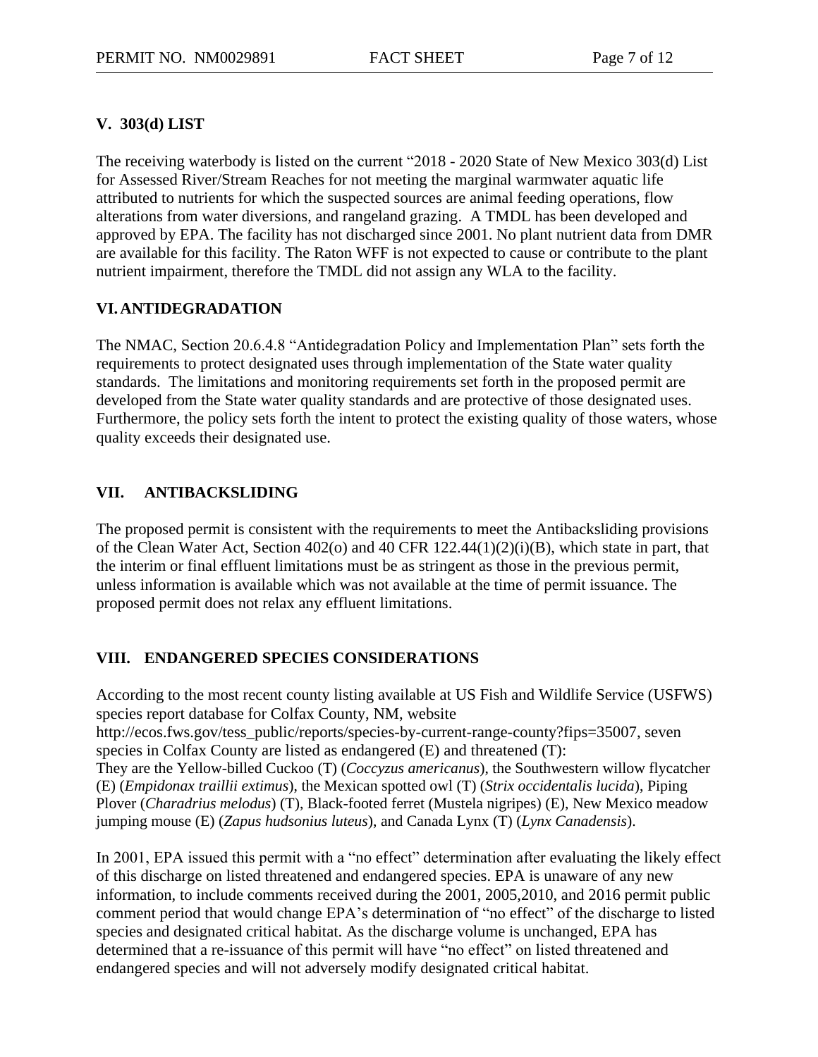## V. 303(d) LIST

The receiving waterbody is listed on the current "2018 - 2020 State of New Mexico 303(d) List for Assessed River/Stream Reaches for not meeting the marginal warmwater aquatic life attributed to nutrients for which the suspected sources are animal feeding operations, flow alterations from water diversions, and rangeland grazing. A TMDL has been developed and approved by EPA. The facility has not discharged since 2001. No plant nutrient data from DMR are available for this facility. The Raton WFF is not expected to cause or contribute to the plant nutrient impairment, therefore the TMDL did not assign any WLA to the facility.

## VI. ANTIDEGRADATION

The NMAC, Section 20.6.4.8 "Antidegradation Policy and Implementation Plan" sets forth the requirements to protect designated uses through implementation of the State water quality standards. The limitations and monitoring requirements set forth in the proposed permit are developed from the State water quality standards and are protective of those designated uses. Furthermore, the policy sets forth the intent to protect the existing quality of those waters, whose quality exceeds their designated use.

## VII. ANTIBACKSLIDING

The proposed permit is consistent with the requirements to meet the Antibacksliding provisions of the Clean Water Act, Section 402(o) and 40 CFR 122.44(1)(2)(i)(B), which state in part, that the interim or final effluent limitations must be as stringent as those in the previous permit, unless information is available which was not available at the time of permit issuance. The proposed permit does not relax any effluent limitations.

## VIII. ENDANGERED SPECIES CONSIDERATIONS

According to the most recent county listing available at US Fish and Wildlife Service (USFWS) species report database for Colfax County, NM, website http://ecos.fws.gov/tess_public/reports/species-by-current-range-county?fips=35007, seven species in Colfax County are listed as endangered (E) and threatened (T):
They are the Yellow-billed Cuckoo (T) (*Coccyzus americanus*), the Southwestern willow flycatcher (E) (*Empidonax traillii extimus*), the Mexican spotted owl (T) (*Strix occidentalis lucida*), Piping Plover (*Charadrius melodus*) (T), Black-footed ferret (Mustela nigripes) (E), New Mexico meadow jumping mouse (E) (*Zapus hudsonius luteus*), and Canada Lynx (T) (*Lynx Canadensis*).

In 2001, EPA issued this permit with a "no effect" determination after evaluating the likely effect of this discharge on listed threatened and endangered species. EPA is unaware of any new information, to include comments received during the 2001, 2005,2010, and 2016 permit public comment period that would change EPA's determination of "no effect" of the discharge to listed species and designated critical habitat. As the discharge volume is unchanged, EPA has determined that a re-issuance of this permit will have "no effect" on listed threatened and endangered species and will not adversely modify designated critical habitat.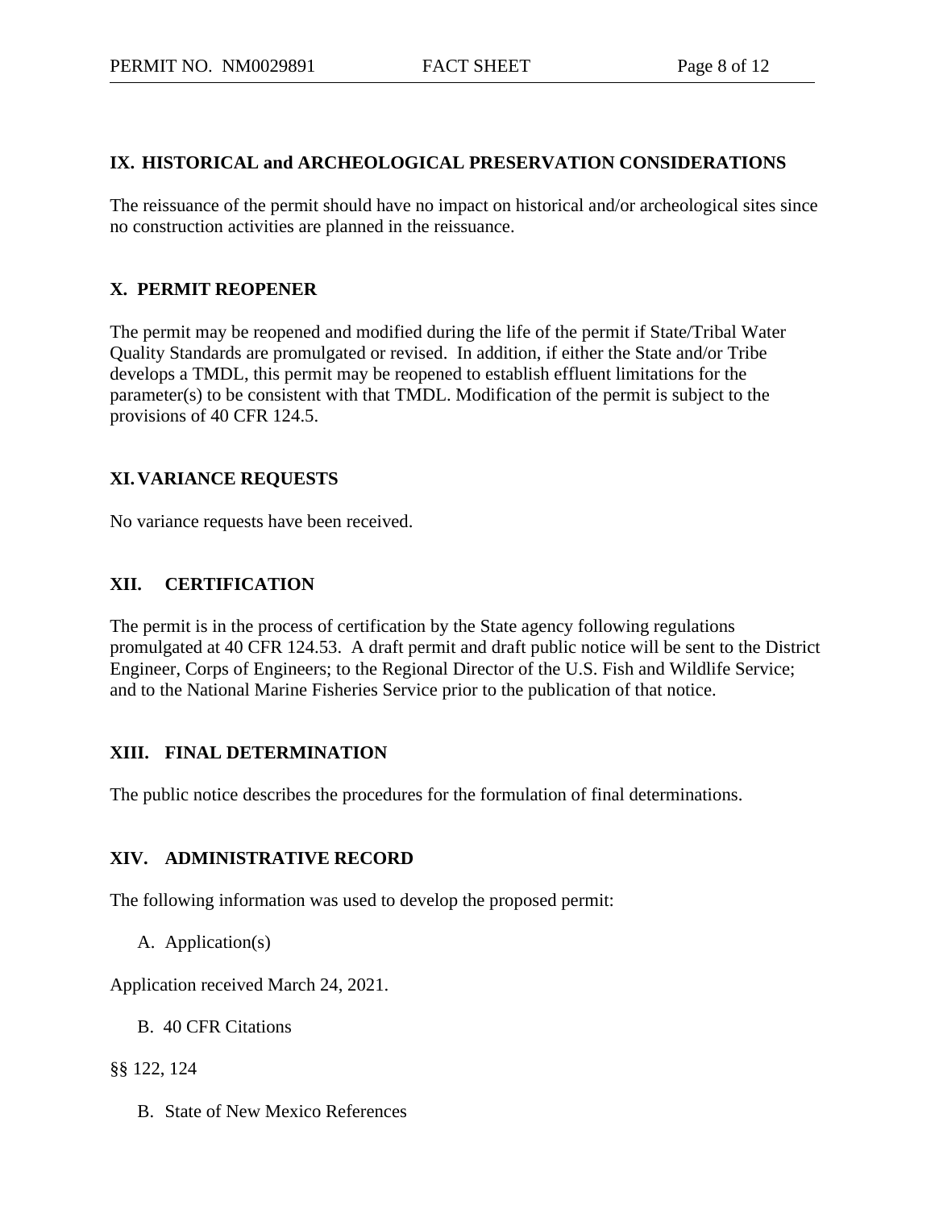## IX. HISTORICAL and ARCHEOLOGICAL PRESERVATION CONSIDERATIONS

The reissuance of the permit should have no impact on historical and/or archeological sites since no construction activities are planned in the reissuance.

## X. PERMIT REOPENER

The permit may be reopened and modified during the life of the permit if State/Tribal Water Quality Standards are promulgated or revised. In addition, if either the State and/or Tribe develops a TMDL, this permit may be reopened to establish effluent limitations for the parameter(s) to be consistent with that TMDL. Modification of the permit is subject to the provisions of 40 CFR 124.5.

## XI. VARIANCE REQUESTS

No variance requests have been received.

## XII. CERTIFICATION

The permit is in the process of certification by the State agency following regulations promulgated at 40 CFR 124.53. A draft permit and draft public notice will be sent to the District Engineer, Corps of Engineers; to the Regional Director of the U.S. Fish and Wildlife Service; and to the National Marine Fisheries Service prior to the publication of that notice.

## XIII. FINAL DETERMINATION

The public notice describes the procedures for the formulation of final determinations.

## XIV. ADMINISTRATIVE RECORD

The following information was used to develop the proposed permit:

A. Application(s)

Application received March 24, 2021.

B. 40 CFR Citations

§§ 122, 124

B. State of New Mexico References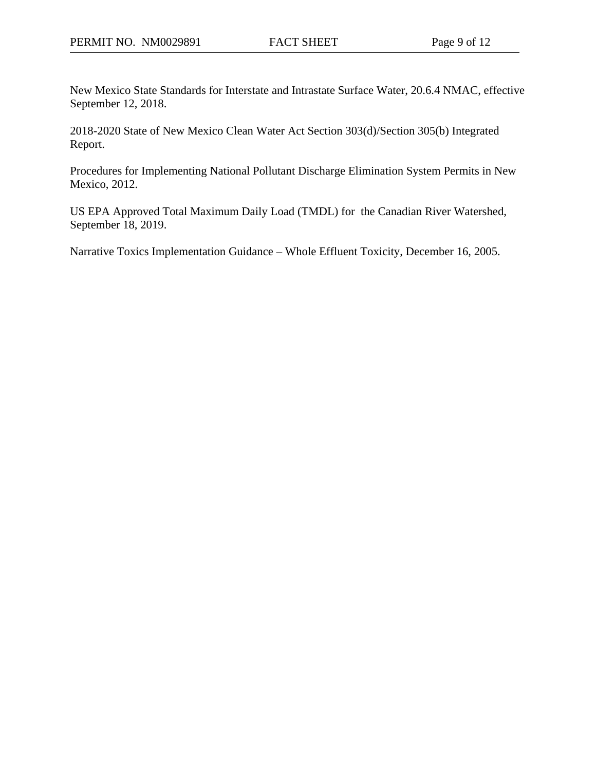New Mexico State Standards for Interstate and Intrastate Surface Water, 20.6.4 NMAC, effective September 12, 2018.

2018-2020 State of New Mexico Clean Water Act Section 303(d)/Section 305(b) Integrated Report.

Procedures for Implementing National Pollutant Discharge Elimination System Permits in New Mexico, 2012.

US EPA Approved Total Maximum Daily Load (TMDL) for the Canadian River Watershed, September 18, 2019.

Narrative Toxics Implementation Guidance – Whole Effluent Toxicity, December 16, 2005.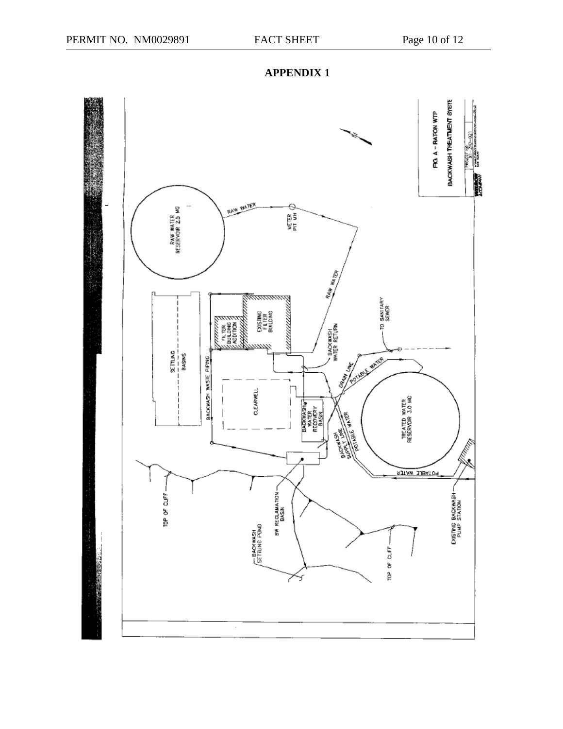# APPENDIX 1

FIG. A – RATON WTP

BACKWASH TREATMENT SYSTEM

RAW WATER RESERVOIR 2.5 MG

RAW WATER

METER PIT MH

SETTLING BASINS

FILTER BUILDING ADDITION

EXISTING FILTER BUILDING

BACKWASH WASTE PIPING

BACKWASH WATER RETURN

TO SANITARY SEWER

CLEARWELL

BACKWASH WATER RECOVERY BASIN

DRAIN LINE

POTABLE WATER

TREATED WATER RESERVOIR 3.0 MG

BACKWASH SUPPLY LINE

TOP OF CLIFF

BW RECLAMATION BASIN

BACKWASH SETTLING POND

EXISTING BACKWASH PUMP STATION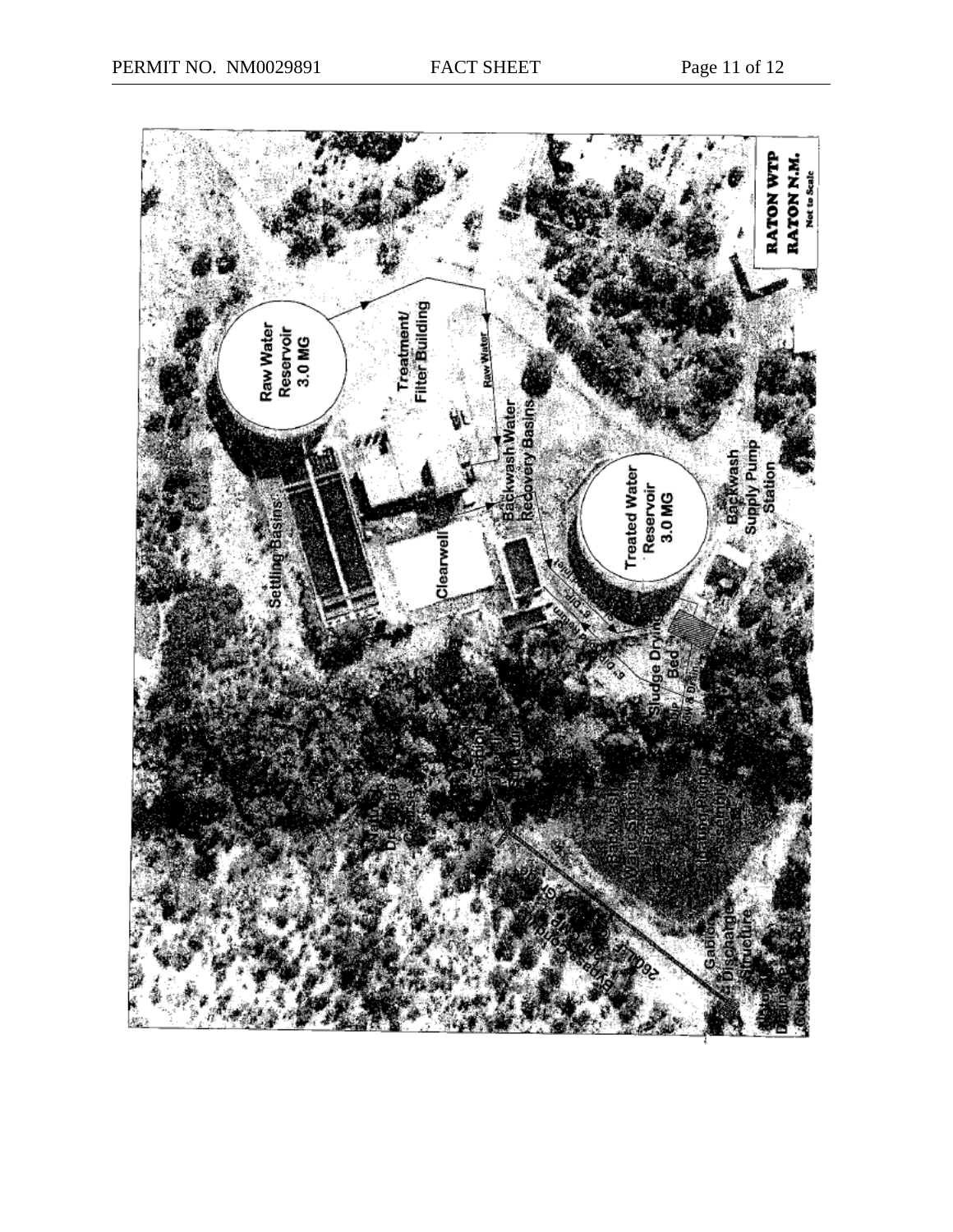RATON WTP
RATON N.M.
Not to Scale

Raw Water Reservoir 3.0 MG

Treatment/ Filter Building

Raw Water

Settling Basins

Clearwell

Backwash Water Recovery Basins

Treated Water Reservoir 3.0 MG

Backwash Supply Pump Station

Sludge Drying Bed

Backwash Water Storage Pond

Gabion Discharge Structure